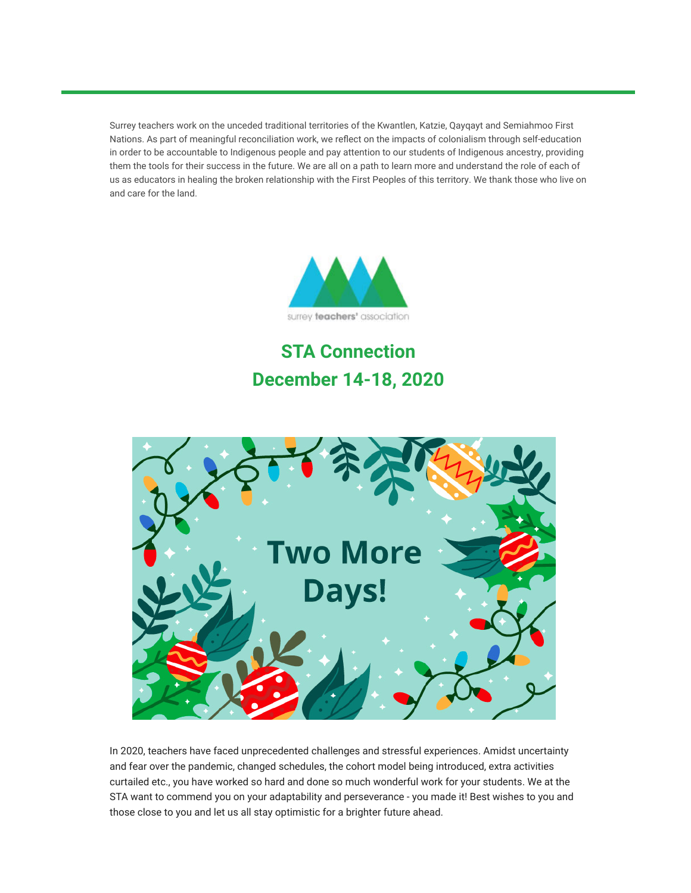Surrey teachers work on the unceded traditional territories of the Kwantlen, Katzie, Qayqayt and Semiahmoo First Nations. As part of meaningful reconciliation work, we reflect on the impacts of colonialism through self-education in order to be accountable to Indigenous people and pay attention to our students of Indigenous ancestry, providing them the tools for their success in the future. We are all on a path to learn more and understand the role of each of us as educators in healing the broken relationship with the First Peoples of this territory. We thank those who live on and care for the land.

surrey teachers' association

## STA Connection
## December 14-18, 2020

Two More Days!

In 2020, teachers have faced unprecedented challenges and stressful experiences. Amidst uncertainty and fear over the pandemic, changed schedules, the cohort model being introduced, extra activities curtailed etc., you have worked so hard and done so much wonderful work for your students. We at the STA want to commend you on your adaptability and perseverance - you made it! Best wishes to you and those close to you and let us all stay optimistic for a brighter future ahead.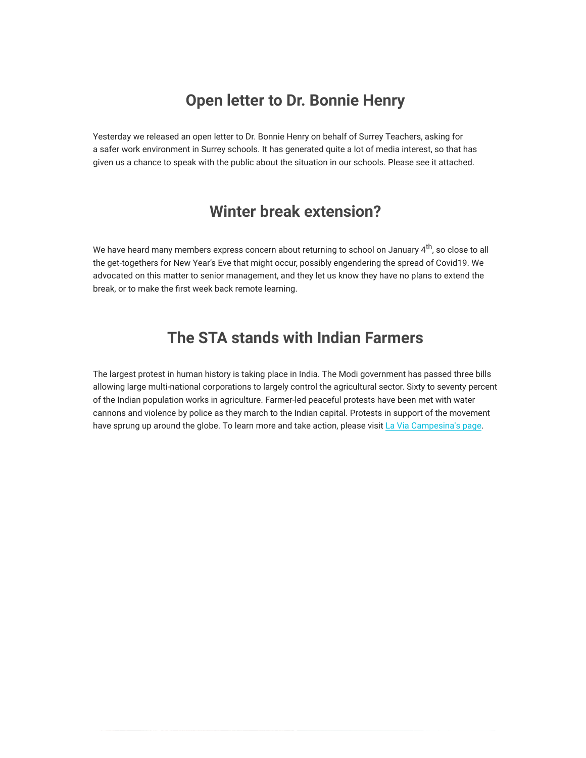## Open letter to Dr. Bonnie Henry

Yesterday we released an open letter to Dr. Bonnie Henry on behalf of Surrey Teachers, asking for a safer work environment in Surrey schools. It has generated quite a lot of media interest, so that has given us a chance to speak with the public about the situation in our schools. Please see it attached.

## Winter break extension?

We have heard many members express concern about returning to school on January 4th, so close to all the get-togethers for New Year's Eve that might occur, possibly engendering the spread of Covid19. We advocated on this matter to senior management, and they let us know they have no plans to extend the break, or to make the first week back remote learning.

## The STA stands with Indian Farmers

The largest protest in human history is taking place in India. The Modi government has passed three bills allowing large multi-national corporations to largely control the agricultural sector. Sixty to seventy percent of the Indian population works in agriculture. Farmer-led peaceful protests have been met with water cannons and violence by police as they march to the Indian capital. Protests in support of the movement have sprung up around the globe. To learn more and take action, please visit [La Via Campesina's page](#).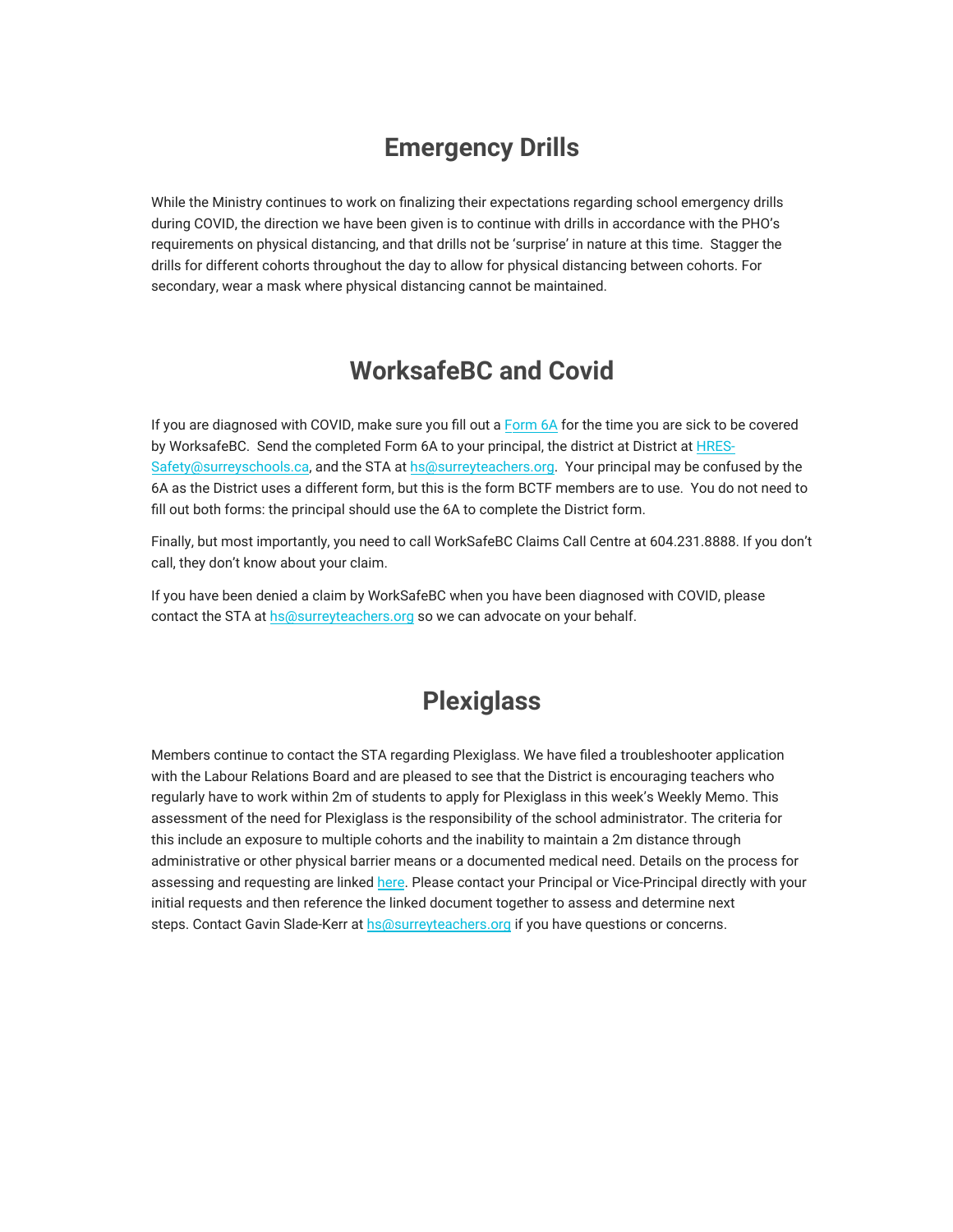# Emergency Drills

While the Ministry continues to work on finalizing their expectations regarding school emergency drills during COVID, the direction we have been given is to continue with drills in accordance with the PHO's requirements on physical distancing, and that drills not be 'surprise' in nature at this time. Stagger the drills for different cohorts throughout the day to allow for physical distancing between cohorts. For secondary, wear a mask where physical distancing cannot be maintained.

# WorksafeBC and Covid

If you are diagnosed with COVID, make sure you fill out a Form 6A for the time you are sick to be covered by WorksafeBC. Send the completed Form 6A to your principal, the district at District at HRES-Safety@surreyschools.ca, and the STA at hs@surreyteachers.org. Your principal may be confused by the 6A as the District uses a different form, but this is the form BCTF members are to use. You do not need to fill out both forms: the principal should use the 6A to complete the District form.

Finally, but most importantly, you need to call WorkSafeBC Claims Call Centre at 604.231.8888. If you don't call, they don't know about your claim.

If you have been denied a claim by WorkSafeBC when you have been diagnosed with COVID, please contact the STA at hs@surreyteachers.org so we can advocate on your behalf.

# Plexiglass

Members continue to contact the STA regarding Plexiglass. We have filed a troubleshooter application with the Labour Relations Board and are pleased to see that the District is encouraging teachers who regularly have to work within 2m of students to apply for Plexiglass in this week's Weekly Memo. This assessment of the need for Plexiglass is the responsibility of the school administrator. The criteria for this include an exposure to multiple cohorts and the inability to maintain a 2m distance through administrative or other physical barrier means or a documented medical need. Details on the process for assessing and requesting are linked here. Please contact your Principal or Vice-Principal directly with your initial requests and then reference the linked document together to assess and determine next steps. Contact Gavin Slade-Kerr at hs@surreyteachers.org if you have questions or concerns.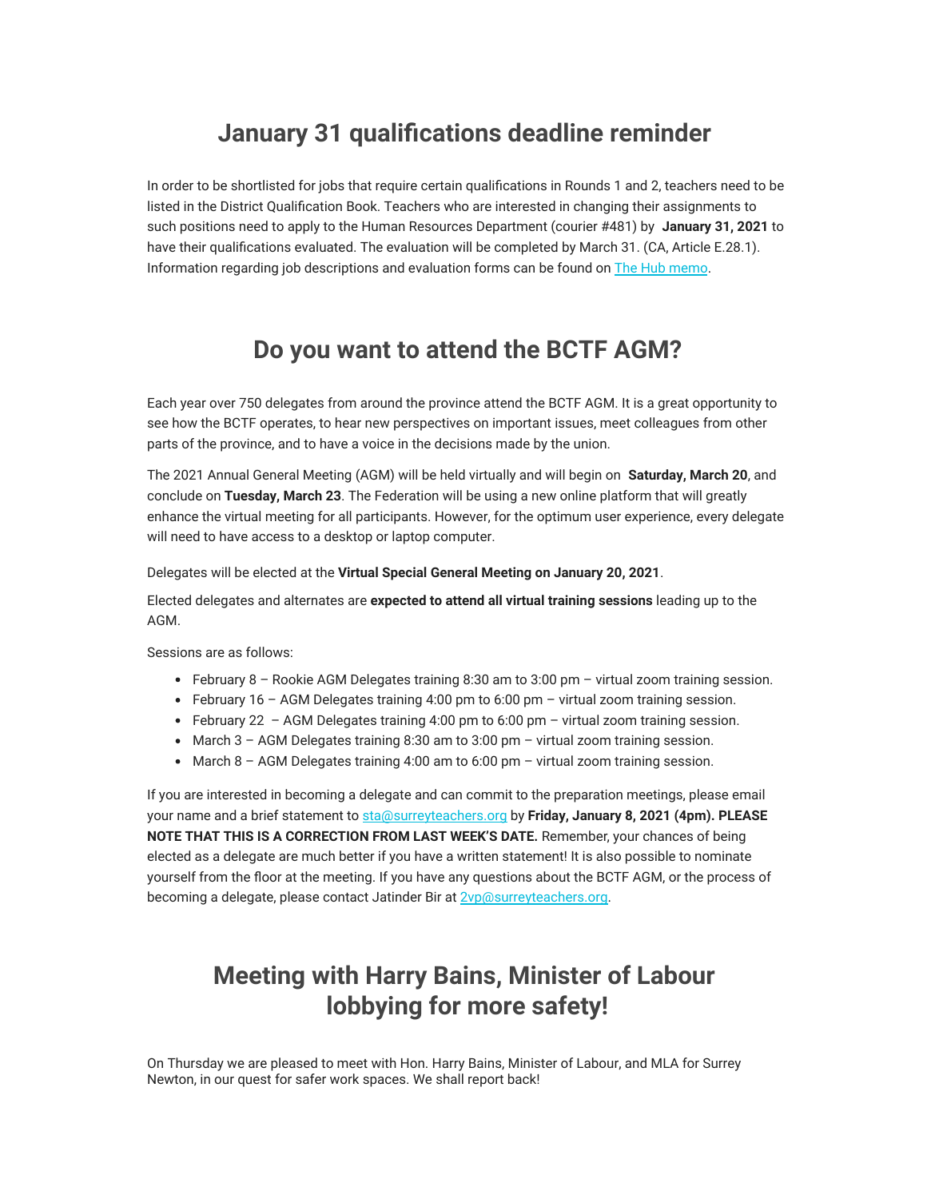# January 31 qualifications deadline reminder

In order to be shortlisted for jobs that require certain qualifications in Rounds 1 and 2, teachers need to be listed in the District Qualification Book. Teachers who are interested in changing their assignments to such positions need to apply to the Human Resources Department (courier #481) by **January 31, 2021** to have their qualifications evaluated. The evaluation will be completed by March 31. (CA, Article E.28.1). Information regarding job descriptions and evaluation forms can be found on [The Hub memo](The Hub memo).

# Do you want to attend the BCTF AGM?

Each year over 750 delegates from around the province attend the BCTF AGM. It is a great opportunity to see how the BCTF operates, to hear new perspectives on important issues, meet colleagues from other parts of the province, and to have a voice in the decisions made by the union.

The 2021 Annual General Meeting (AGM) will be held virtually and will begin on **Saturday, March 20**, and conclude on **Tuesday, March 23**. The Federation will be using a new online platform that will greatly enhance the virtual meeting for all participants. However, for the optimum user experience, every delegate will need to have access to a desktop or laptop computer.

Delegates will be elected at the **Virtual Special General Meeting on January 20, 2021**.

Elected delegates and alternates are **expected to attend all virtual training sessions** leading up to the AGM.

Sessions are as follows:

- February 8 – Rookie AGM Delegates training 8:30 am to 3:00 pm – virtual zoom training session.
- February 16 – AGM Delegates training 4:00 pm to 6:00 pm – virtual zoom training session.
- February 22 – AGM Delegates training 4:00 pm to 6:00 pm – virtual zoom training session.
- March 3 – AGM Delegates training 8:30 am to 3:00 pm – virtual zoom training session.
- March 8 – AGM Delegates training 4:00 am to 6:00 pm – virtual zoom training session.

If you are interested in becoming a delegate and can commit to the preparation meetings, please email your name and a brief statement to sta@surreyteachers.org by **Friday, January 8, 2021 (4pm). PLEASE NOTE THAT THIS IS A CORRECTION FROM LAST WEEK'S DATE.** Remember, your chances of being elected as a delegate are much better if you have a written statement! It is also possible to nominate yourself from the floor at the meeting. If you have any questions about the BCTF AGM, or the process of becoming a delegate, please contact Jatinder Bir at 2vp@surreyteachers.org.

# Meeting with Harry Bains, Minister of Labour lobbying for more safety!

On Thursday we are pleased to meet with Hon. Harry Bains, Minister of Labour, and MLA for Surrey Newton, in our quest for safer work spaces. We shall report back!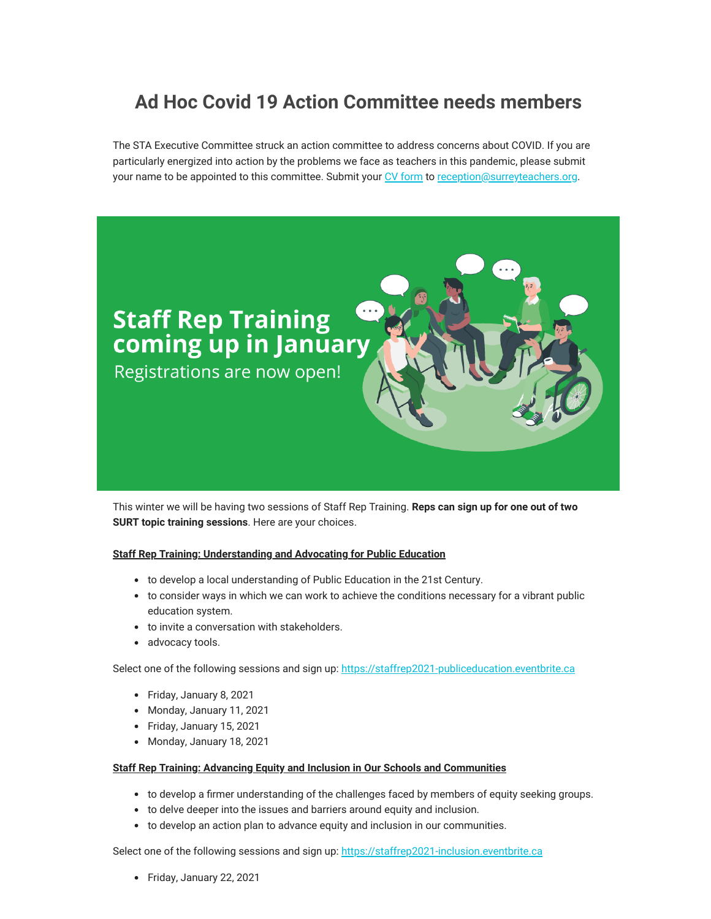# Ad Hoc Covid 19 Action Committee needs members

The STA Executive Committee struck an action committee to address concerns about COVID. If you are particularly energized into action by the problems we face as teachers in this pandemic, please submit your name to be appointed to this committee. Submit your [CV form](#) to [reception@surreyteachers.org](mailto:reception@surreyteachers.org).

**Staff Rep Training coming up in January**

Registrations are now open!

This winter we will be having two sessions of Staff Rep Training. **Reps can sign up for one out of two SURT topic training sessions**. Here are your choices.

**Staff Rep Training: Understanding and Advocating for Public Education**

- to develop a local understanding of Public Education in the 21st Century.
- to consider ways in which we can work to achieve the conditions necessary for a vibrant public education system.
- to invite a conversation with stakeholders.
- advocacy tools.

Select one of the following sessions and sign up: https://staffrep2021-publiceducation.eventbrite.ca

- Friday, January 8, 2021
- Monday, January 11, 2021
- Friday, January 15, 2021
- Monday, January 18, 2021

**Staff Rep Training: Advancing Equity and Inclusion in Our Schools and Communities**

- to develop a firmer understanding of the challenges faced by members of equity seeking groups.
- to delve deeper into the issues and barriers around equity and inclusion.
- to develop an action plan to advance equity and inclusion in our communities.

Select one of the following sessions and sign up: https://staffrep2021-inclusion.eventbrite.ca

- Friday, January 22, 2021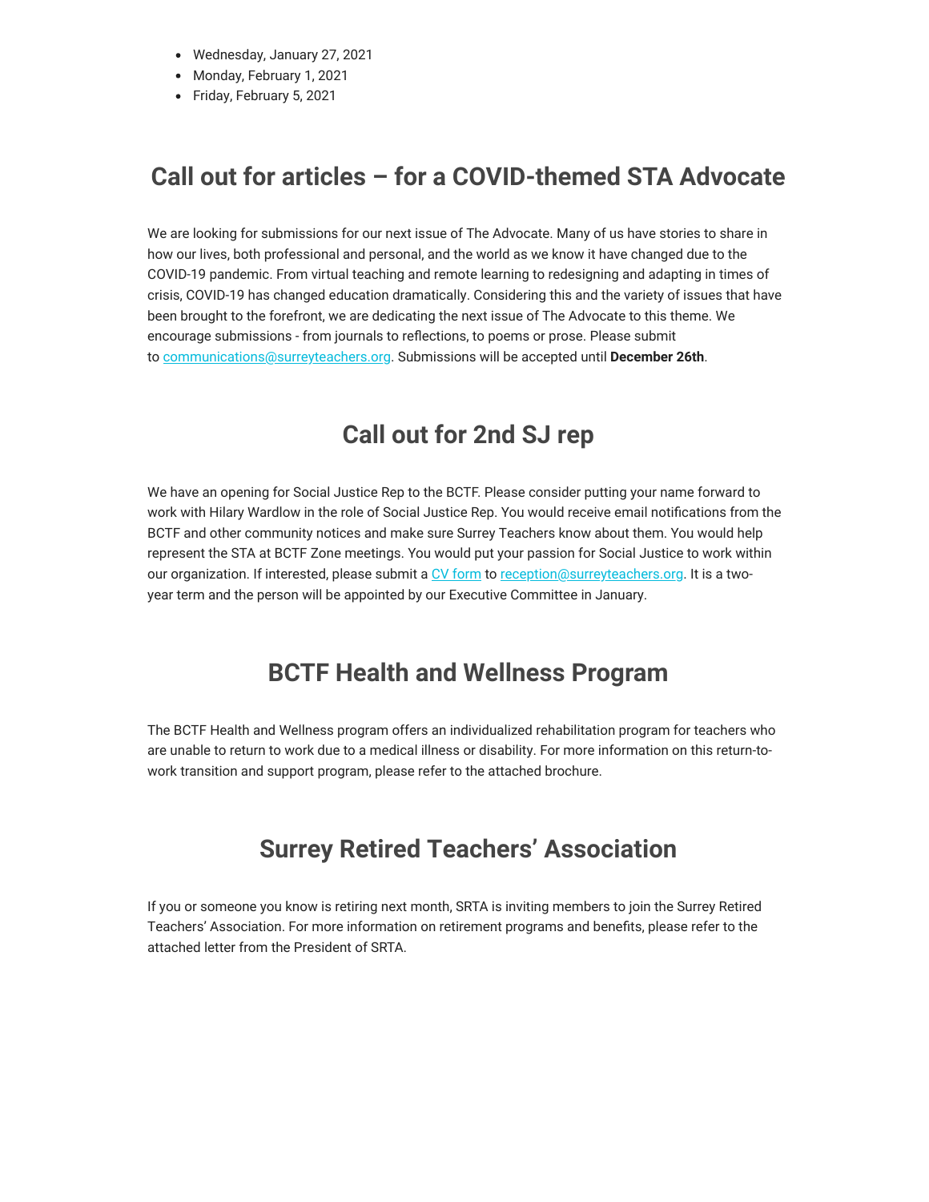- Wednesday, January 27, 2021
- Monday, February 1, 2021
- Friday, February 5, 2021

## Call out for articles – for a COVID-themed STA Advocate

We are looking for submissions for our next issue of The Advocate. Many of us have stories to share in how our lives, both professional and personal, and the world as we know it have changed due to the COVID-19 pandemic. From virtual teaching and remote learning to redesigning and adapting in times of crisis, COVID-19 has changed education dramatically. Considering this and the variety of issues that have been brought to the forefront, we are dedicating the next issue of The Advocate to this theme. We encourage submissions - from journals to reflections, to poems or prose. Please submit to communications@surreyteachers.org. Submissions will be accepted until **December 26th**.

## Call out for 2nd SJ rep

We have an opening for Social Justice Rep to the BCTF. Please consider putting your name forward to work with Hilary Wardlow in the role of Social Justice Rep. You would receive email notifications from the BCTF and other community notices and make sure Surrey Teachers know about them. You would help represent the STA at BCTF Zone meetings. You would put your passion for Social Justice to work within our organization. If interested, please submit a CV form to reception@surreyteachers.org. It is a two-year term and the person will be appointed by our Executive Committee in January.

## BCTF Health and Wellness Program

The BCTF Health and Wellness program offers an individualized rehabilitation program for teachers who are unable to return to work due to a medical illness or disability. For more information on this return-to-work transition and support program, please refer to the attached brochure.

## Surrey Retired Teachers' Association

If you or someone you know is retiring next month, SRTA is inviting members to join the Surrey Retired Teachers' Association. For more information on retirement programs and benefits, please refer to the attached letter from the President of SRTA.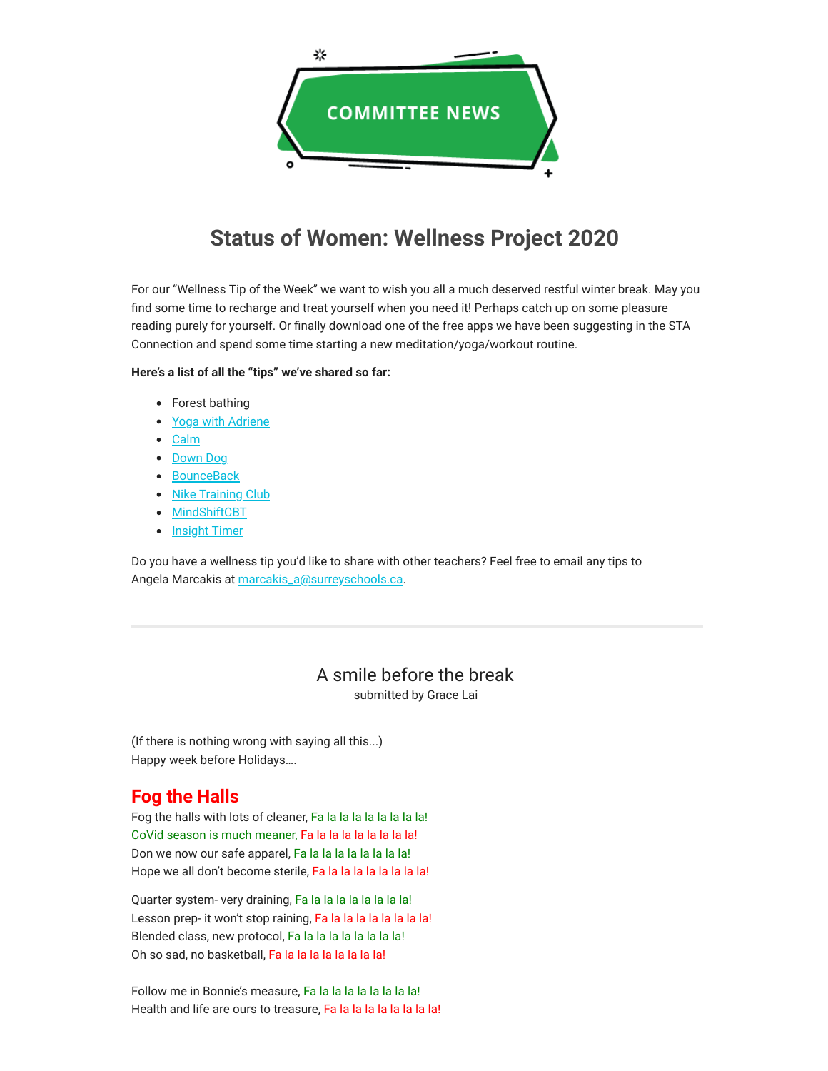COMMITTEE NEWS

## Status of Women: Wellness Project 2020

For our “Wellness Tip of the Week” we want to wish you all a much deserved restful winter break. May you find some time to recharge and treat yourself when you need it! Perhaps catch up on some pleasure reading purely for yourself. Or finally download one of the free apps we have been suggesting in the STA Connection and spend some time starting a new meditation/yoga/workout routine.

**Here’s a list of all the “tips” we’ve shared so far:**

- Forest bathing
- Yoga with Adriene
- Calm
- Down Dog
- BounceBack
- Nike Training Club
- MindShiftCBT
- Insight Timer

Do you have a wellness tip you’d like to share with other teachers? Feel free to email any tips to Angela Marcakis at marcakis_a@surreyschools.ca.

---

### A smile before the break

submitted by Grace Lai

(If there is nothing wrong with saying all this...)
Happy week before Holidays….

## Fog the Halls

Fog the halls with lots of cleaner, Fa la la la la la la la la!
CoVid season is much meaner, Fa la la la la la la la la!
Don we now our safe apparel, Fa la la la la la la la la!
Hope we all don’t become sterile, Fa la la la la la la la la!

Quarter system- very draining, Fa la la la la la la la la!
Lesson prep- it won’t stop raining, Fa la la la la la la la la!
Blended class, new protocol, Fa la la la la la la la la!
Oh so sad, no basketball, Fa la la la la la la la la!

Follow me in Bonnie’s measure, Fa la la la la la la la la!
Health and life are ours to treasure, Fa la la la la la la la la!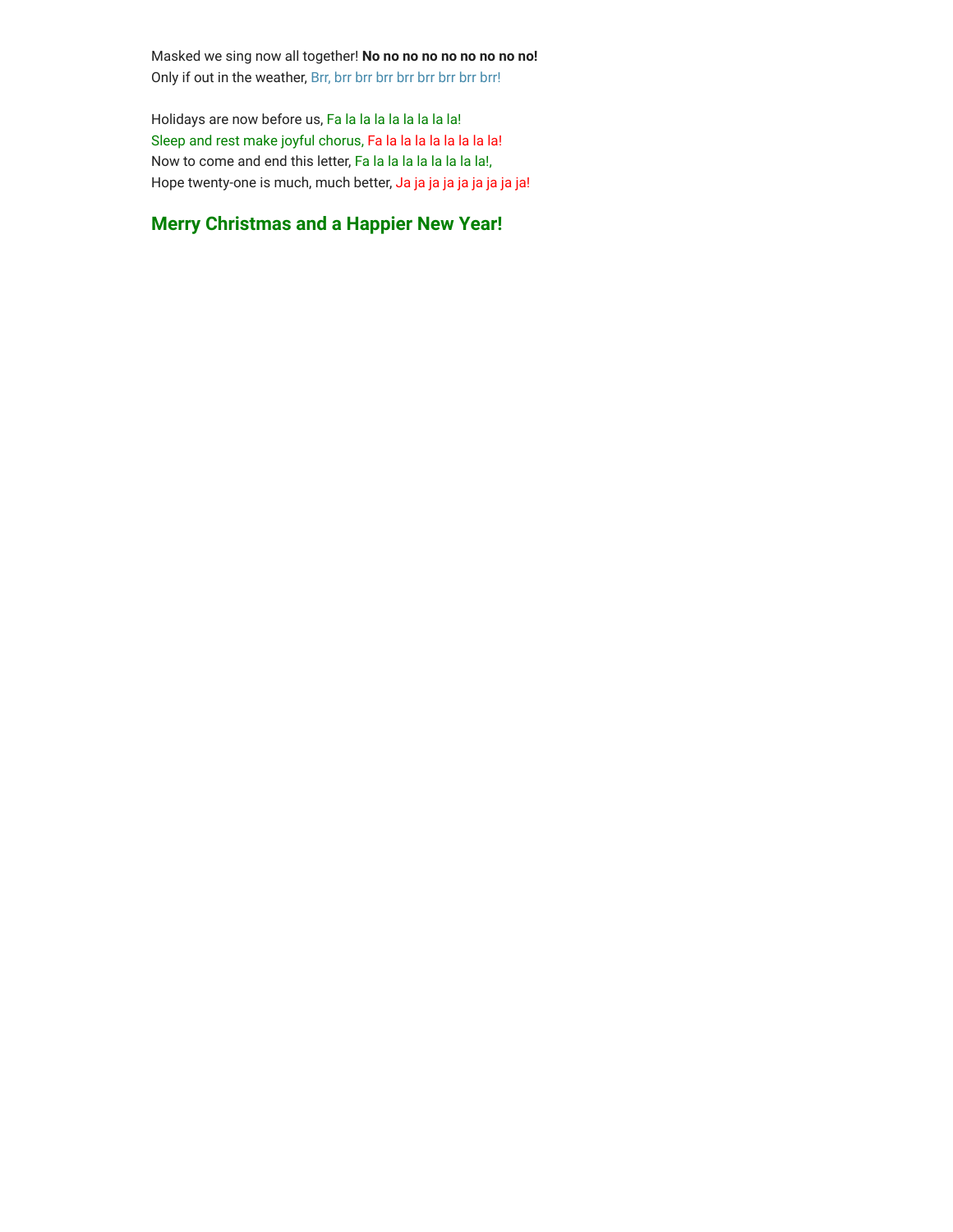Masked we sing now all together! **No no no no no no no no!**
Only if out in the weather, Brr, brr brr brr brr brr brr brr brr!

Holidays are now before us, Fa la la la la la la la la!
Sleep and rest make joyful chorus, Fa la la la la la la la la!
Now to come and end this letter, Fa la la la la la la la la!,
Hope twenty-one is much, much better, Ja ja ja ja ja ja ja ja ja!

**Merry Christmas and a Happier New Year!**